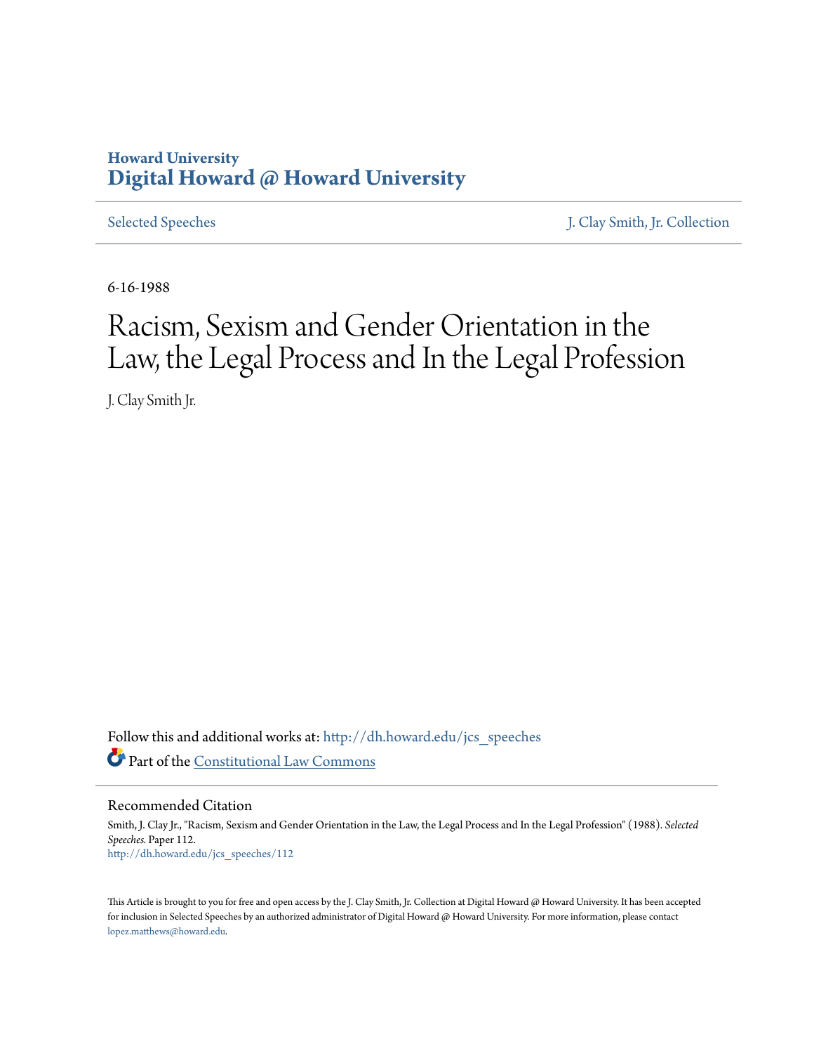**Howard University**
**Digital Howard @ Howard University**

Selected Speeches | J. Clay Smith, Jr. Collection

6-16-1988

# Racism, Sexism and Gender Orientation in the Law, the Legal Process and In the Legal Profession

J. Clay Smith Jr.

Follow this and additional works at: http://dh.howard.edu/jcs_speeches

Part of the Constitutional Law Commons

## Recommended Citation

Smith, J. Clay Jr., "Racism, Sexism and Gender Orientation in the Law, the Legal Process and In the Legal Profession" (1988). *Selected Speeches*. Paper 112.
http://dh.howard.edu/jcs_speeches/112

This Article is brought to you for free and open access by the J. Clay Smith, Jr. Collection at Digital Howard @ Howard University. It has been accepted for inclusion in Selected Speeches by an authorized administrator of Digital Howard @ Howard University. For more information, please contact lopez.matthews@howard.edu.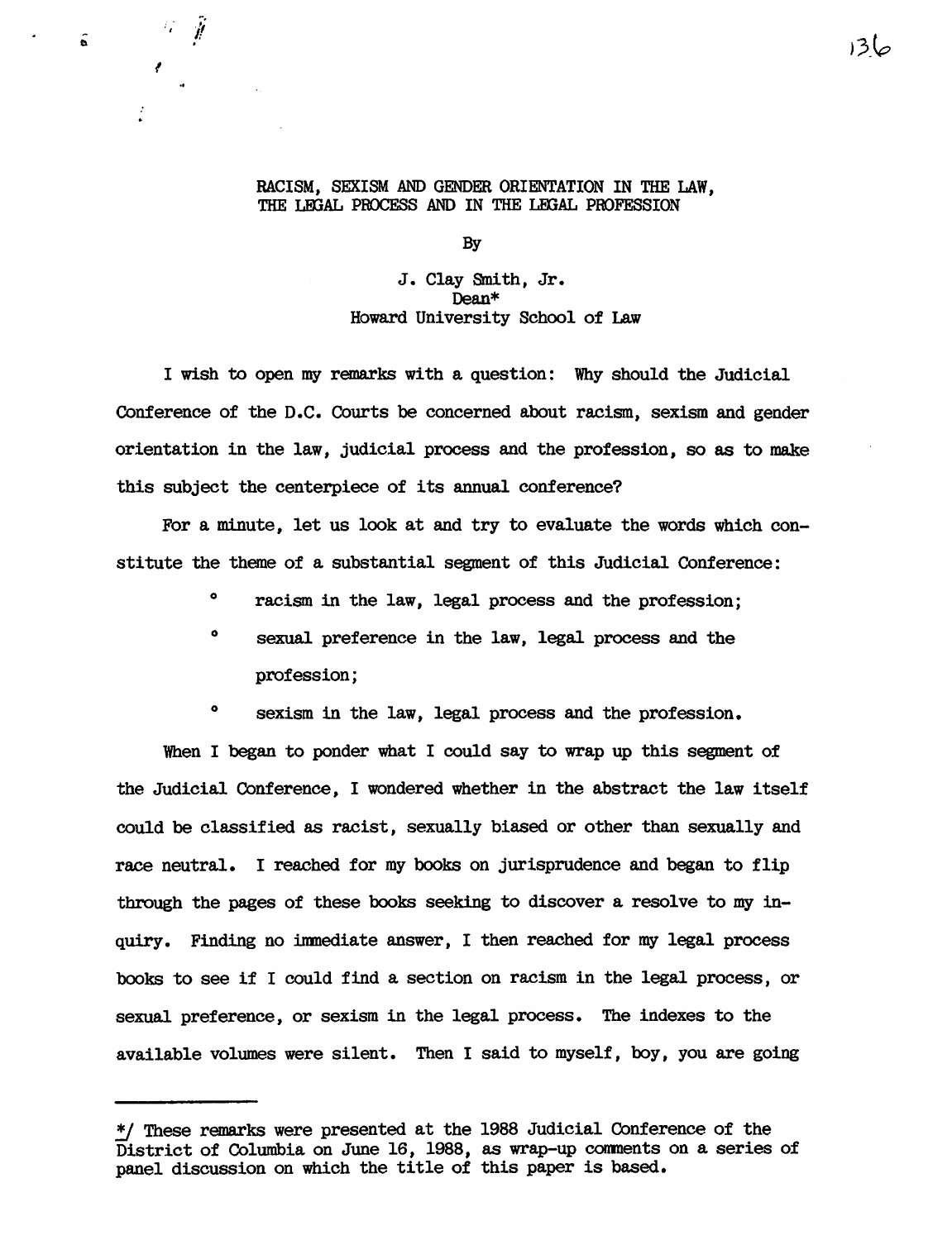RACISM, SEXISM AND GENDER ORIENTATION IN THE LAW, THE LEGAL PROCESS AND IN THE LEGAL PROFESSION

By

J. Clay Smith, Jr.
Dean*
Howard University School of Law

I wish to open my remarks with a question: Why should the Judicial Conference of the D.C. Courts be concerned about racism, sexism and gender orientation in the law, judicial process and the profession, so as to make this subject the centerpiece of its annual conference?

For a minute, let us look at and try to evaluate the words which constitute the theme of a substantial segment of this Judicial Conference:

- racism in the law, legal process and the profession;
- sexual preference in the law, legal process and the profession;
- sexism in the law, legal process and the profession.

When I began to ponder what I could say to wrap up this segment of the Judicial Conference, I wondered whether in the abstract the law itself could be classified as racist, sexually biased or other than sexually and race neutral. I reached for my books on jurisprudence and began to flip through the pages of these books seeking to discover a resolve to my inquiry. Finding no immediate answer, I then reached for my legal process books to see if I could find a section on racism in the legal process, or sexual preference, or sexism in the legal process. The indexes to the available volumes were silent. Then I said to myself, boy, you are going

*/ These remarks were presented at the 1988 Judicial Conference of the District of Columbia on June 16, 1988, as wrap-up comments on a series of panel discussion on which the title of this paper is based.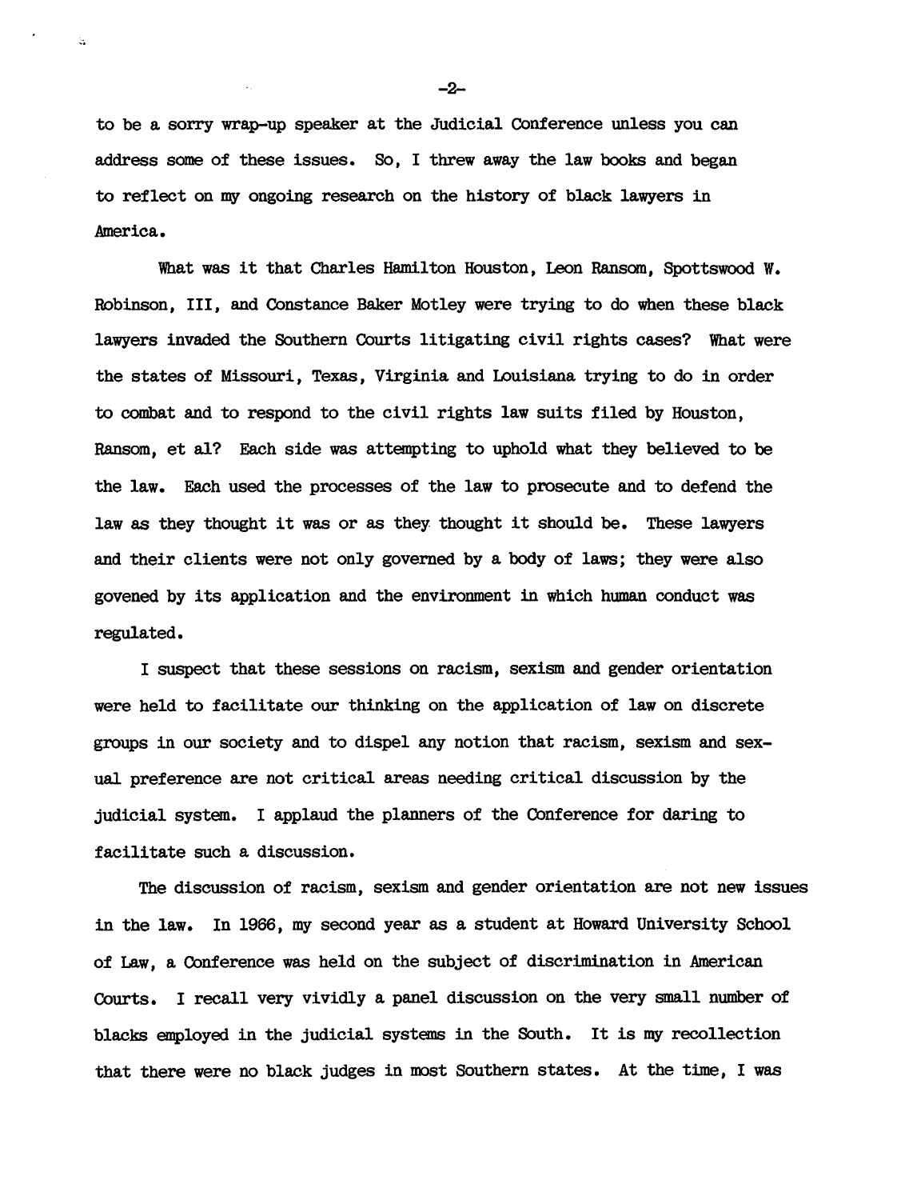to be a sorry wrap-up speaker at the Judicial Conference unless you can address some of these issues. So, I threw away the law books and began to reflect on my ongoing research on the history of black lawyers in America.

What was it that Charles Hamilton Houston, Leon Ransom, Spottswood W. Robinson, III, and Constance Baker Motley were trying to do when these black lawyers invaded the Southern Courts litigating civil rights cases? What were the states of Missouri, Texas, Virginia and Louisiana trying to do in order to combat and to respond to the civil rights law suits filed by Houston, Ransom, et al? Each side was attempting to uphold what they believed to be the law. Each used the processes of the law to prosecute and to defend the law as they thought it was or as they thought it should be. These lawyers and their clients were not only governed by a body of laws; they were also govened by its application and the environment in which human conduct was regulated.

I suspect that these sessions on racism, sexism and gender orientation were held to facilitate our thinking on the application of law on discrete groups in our society and to dispel any notion that racism, sexism and sexual preference are not critical areas needing critical discussion by the judicial system. I applaud the planners of the Conference for daring to facilitate such a discussion.

The discussion of racism, sexism and gender orientation are not new issues in the law. In 1966, my second year as a student at Howard University School of Law, a Conference was held on the subject of discrimination in American Courts. I recall very vividly a panel discussion on the very small number of blacks employed in the judicial systems in the South. It is my recollection that there were no black judges in most Southern states. At the time, I was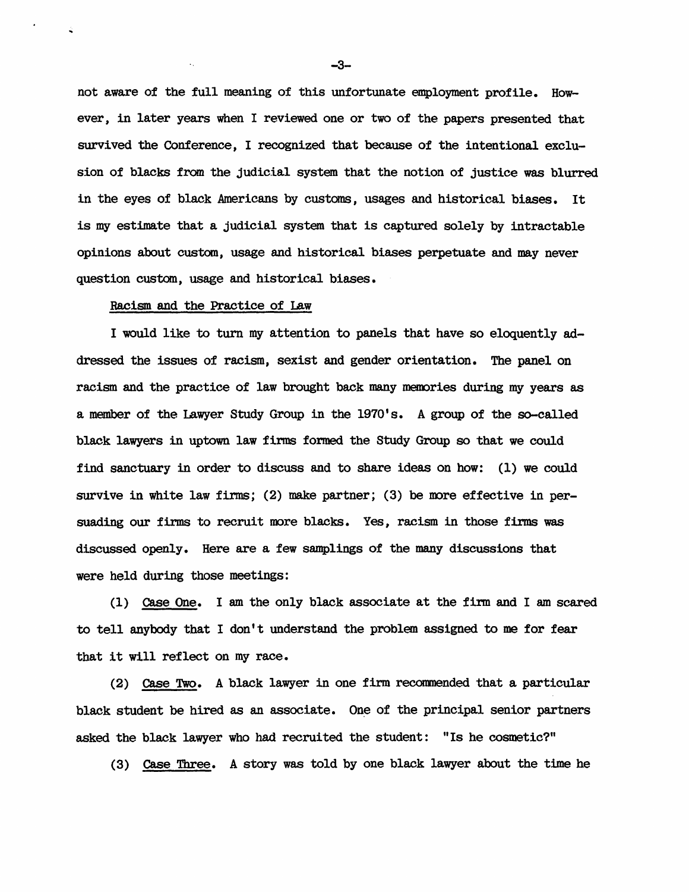not aware of the full meaning of this unfortunate employment profile. However, in later years when I reviewed one or two of the papers presented that survived the Conference, I recognized that because of the intentional exclusion of blacks from the judicial system that the notion of justice was blurred in the eyes of black Americans by customs, usages and historical biases. It is my estimate that a judicial system that is captured solely by intractable opinions about custom, usage and historical biases perpetuate and may never question custom, usage and historical biases.

## Racism and the Practice of Law

I would like to turn my attention to panels that have so eloquently addressed the issues of racism, sexist and gender orientation. The panel on racism and the practice of law brought back many memories during my years as a member of the Lawyer Study Group in the 1970's. A group of the so-called black lawyers in uptown law firms formed the Study Group so that we could find sanctuary in order to discuss and to share ideas on how: (1) we could survive in white law firms; (2) make partner; (3) be more effective in persuading our firms to recruit more blacks. Yes, racism in those firms was discussed openly. Here are a few samplings of the many discussions that were held during those meetings:

(1) Case One. I am the only black associate at the firm and I am scared to tell anybody that I don't understand the problem assigned to me for fear that it will reflect on my race.

(2) Case Two. A black lawyer in one firm recommended that a particular black student be hired as an associate. One of the principal senior partners asked the black lawyer who had recruited the student: "Is he cosmetic?"

(3) Case Three. A story was told by one black lawyer about the time he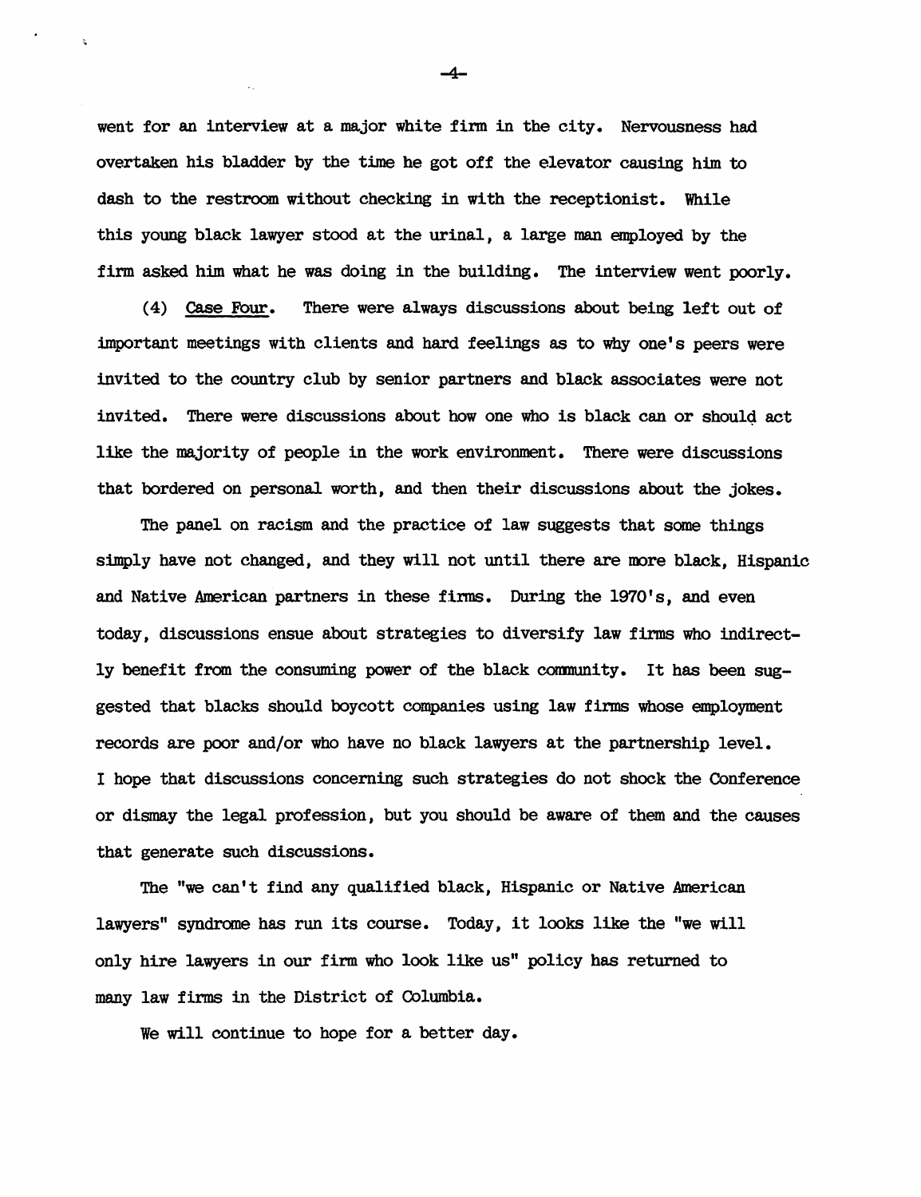went for an interview at a major white firm in the city. Nervousness had overtaken his bladder by the time he got off the elevator causing him to dash to the restroom without checking in with the receptionist. While this young black lawyer stood at the urinal, a large man employed by the firm asked him what he was doing in the building. The interview went poorly.

(4) Case Four. There were always discussions about being left out of important meetings with clients and hard feelings as to why one's peers were invited to the country club by senior partners and black associates were not invited. There were discussions about how one who is black can or should act like the majority of people in the work environment. There were discussions that bordered on personal worth, and then their discussions about the jokes.

The panel on racism and the practice of law suggests that some things simply have not changed, and they will not until there are more black, Hispanic and Native American partners in these firms. During the 1970's, and even today, discussions ensue about strategies to diversify law firms who indirectly benefit from the consuming power of the black community. It has been suggested that blacks should boycott companies using law firms whose employment records are poor and/or who have no black lawyers at the partnership level. I hope that discussions concerning such strategies do not shock the Conference or dismay the legal profession, but you should be aware of them and the causes that generate such discussions.

The "we can't find any qualified black, Hispanic or Native American lawyers" syndrome has run its course. Today, it looks like the "we will only hire lawyers in our firm who look like us" policy has returned to many law firms in the District of Columbia.

We will continue to hope for a better day.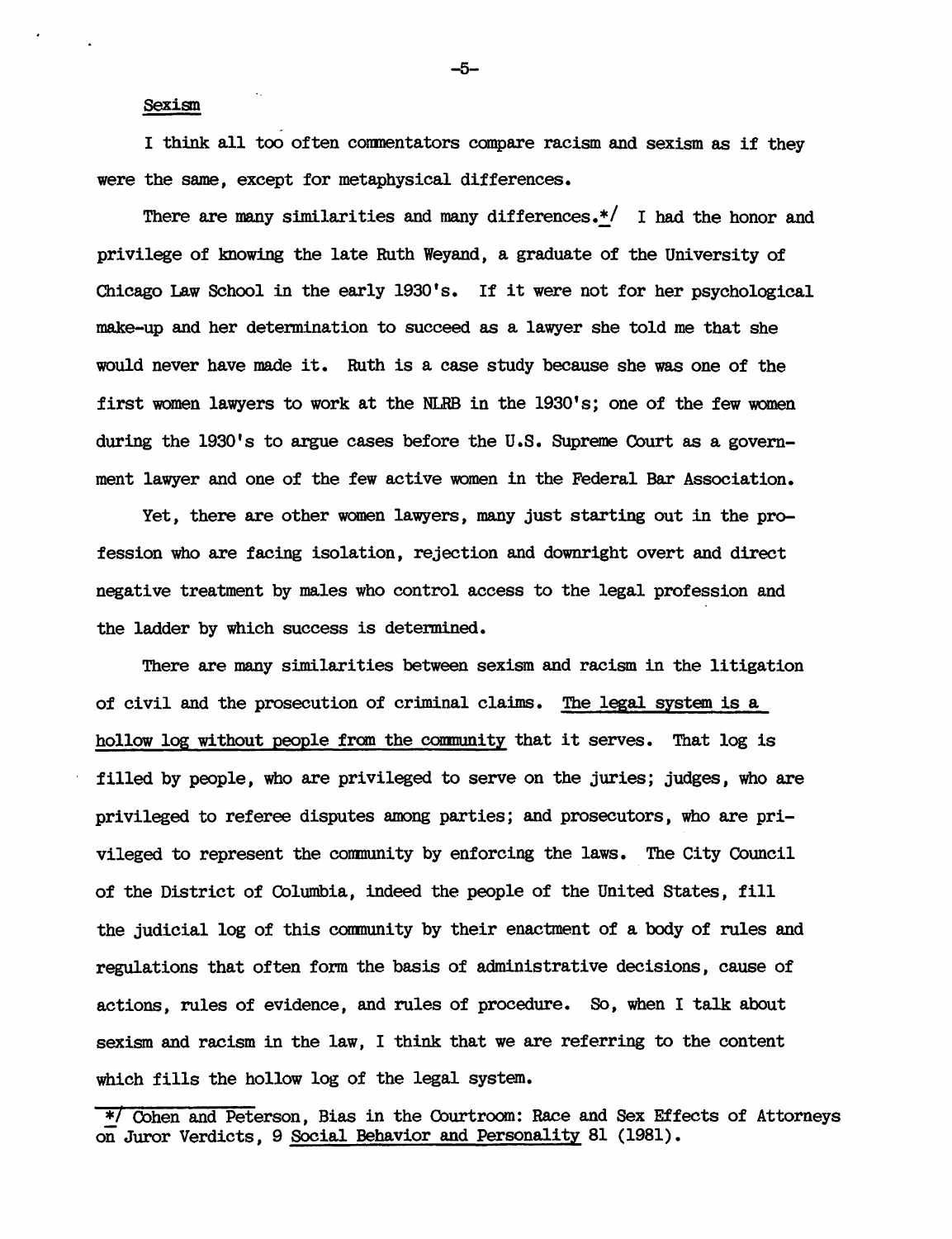## Sexism

I think all too often commentators compare racism and sexism as if they were the same, except for metaphysical differences.

There are many similarities and many differences.*/ I had the honor and privilege of knowing the late Ruth Weyand, a graduate of the University of Chicago Law School in the early 1930's. If it were not for her psychological make-up and her determination to succeed as a lawyer she told me that she would never have made it. Ruth is a case study because she was one of the first women lawyers to work at the NLRB in the 1930's; one of the few women during the 1930's to argue cases before the U.S. Supreme Court as a government lawyer and one of the few active women in the Federal Bar Association.

Yet, there are other women lawyers, many just starting out in the profession who are facing isolation, rejection and downright overt and direct negative treatment by males who control access to the legal profession and the ladder by which success is determined.

There are many similarities between sexism and racism in the litigation of civil and the prosecution of criminal claims. <u>The legal system is a hollow log without people from the community</u> that it serves. That log is filled by people, who are privileged to serve on the juries; judges, who are privileged to referee disputes among parties; and prosecutors, who are privileged to represent the community by enforcing the laws. The City Council of the District of Columbia, indeed the people of the United States, fill the judicial log of this community by their enactment of a body of rules and regulations that often form the basis of administrative decisions, cause of actions, rules of evidence, and rules of procedure. So, when I talk about sexism and racism in the law, I think that we are referring to the content which fills the hollow log of the legal system.

---

*/ Cohen and Peterson, Bias in the Courtroom: Race and Sex Effects of Attorneys on Juror Verdicts, 9 <u>Social Behavior and Personality</u> 81 (1981).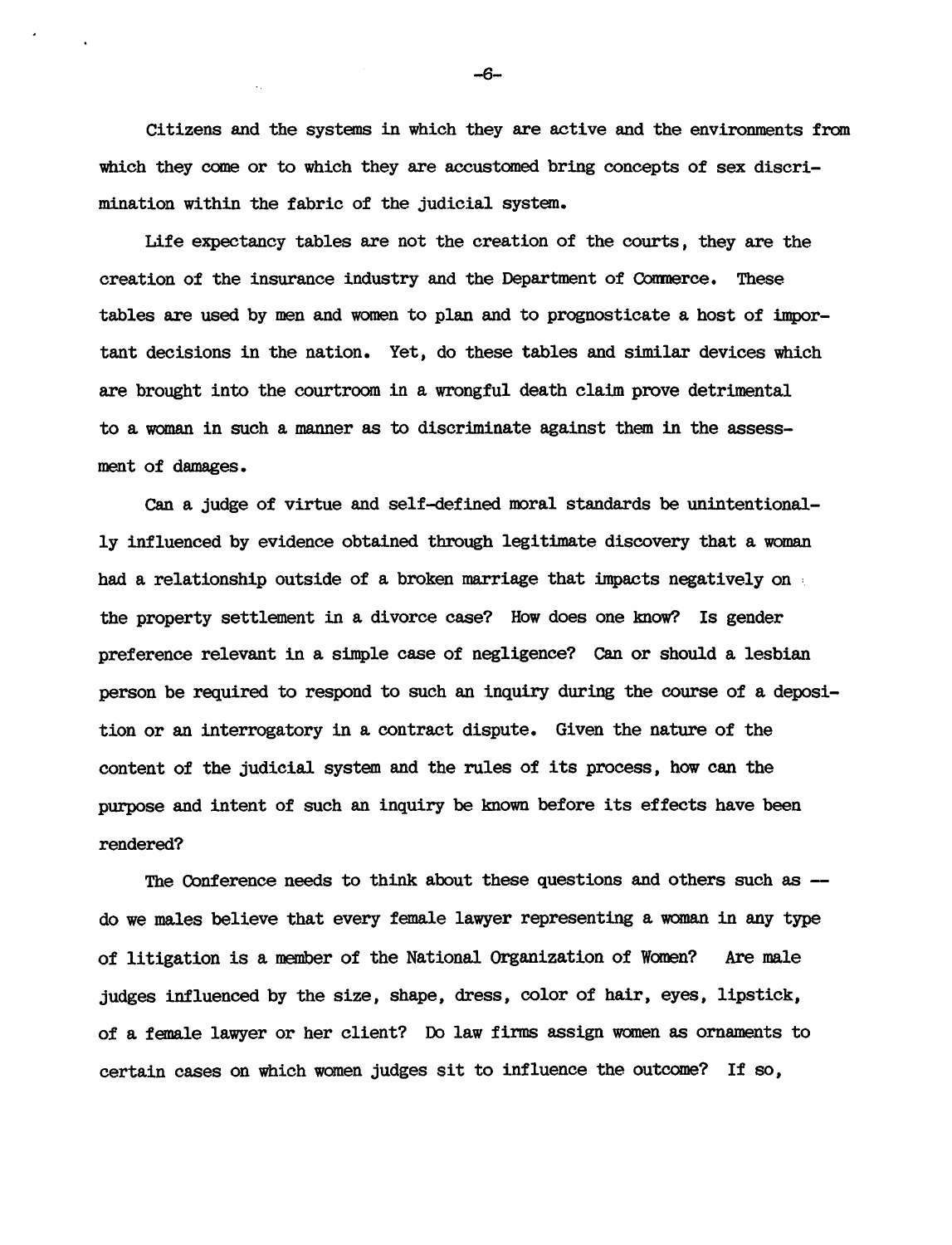Citizens and the systems in which they are active and the environments from which they come or to which they are accustomed bring concepts of sex discrimination within the fabric of the judicial system.

Life expectancy tables are not the creation of the courts, they are the creation of the insurance industry and the Department of Commerce. These tables are used by men and women to plan and to prognosticate a host of important decisions in the nation. Yet, do these tables and similar devices which are brought into the courtroom in a wrongful death claim prove detrimental to a woman in such a manner as to discriminate against them in the assessment of damages.

Can a judge of virtue and self-defined moral standards be unintentionally influenced by evidence obtained through legitimate discovery that a woman had a relationship outside of a broken marriage that impacts negatively on the property settlement in a divorce case? How does one know? Is gender preference relevant in a simple case of negligence? Can or should a lesbian person be required to respond to such an inquiry during the course of a deposition or an interrogatory in a contract dispute. Given the nature of the content of the judicial system and the rules of its process, how can the purpose and intent of such an inquiry be known before its effects have been rendered?

The Conference needs to think about these questions and others such as -- do we males believe that every female lawyer representing a woman in any type of litigation is a member of the National Organization of Women? Are male judges influenced by the size, shape, dress, color of hair, eyes, lipstick, of a female lawyer or her client? Do law firms assign women as ornaments to certain cases on which women judges sit to influence the outcome? If so,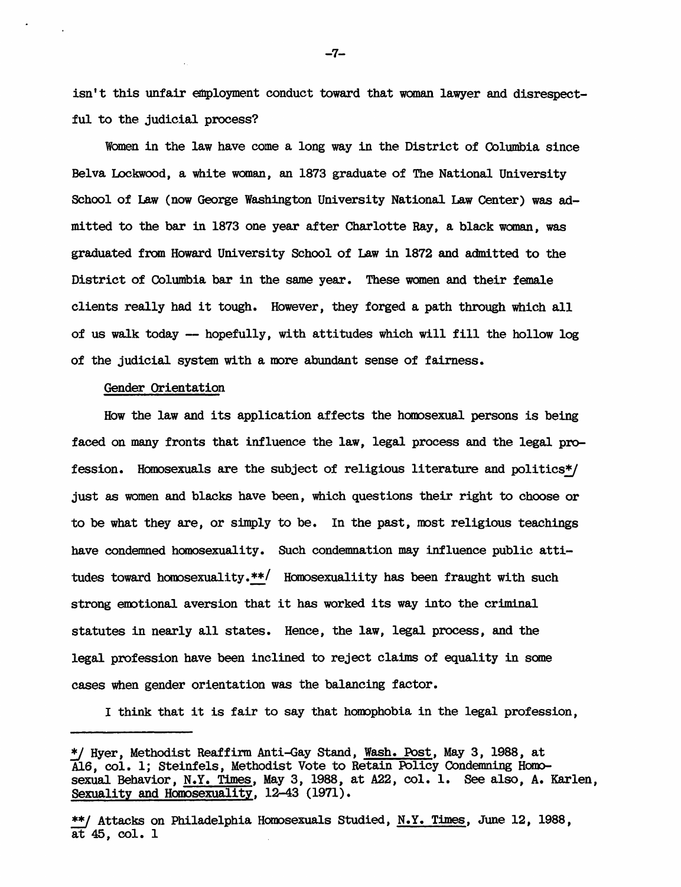isn't this unfair employment conduct toward that woman lawyer and disrespectful to the judicial process?

Women in the law have come a long way in the District of Columbia since Belva Lockwood, a white woman, an 1873 graduate of The National University School of Law (now George Washington University National Law Center) was admitted to the bar in 1873 one year after Charlotte Ray, a black woman, was graduated from Howard University School of Law in 1872 and admitted to the District of Columbia bar in the same year. These women and their female clients really had it tough. However, they forged a path through which all of us walk today -- hopefully, with attitudes which will fill the hollow log of the judicial system with a more abundant sense of fairness.

Gender Orientation

How the law and its application affects the homosexual persons is being faced on many fronts that influence the law, legal process and the legal profession. Homosexuals are the subject of religious literature and politics*/ just as women and blacks have been, which questions their right to choose or to be what they are, or simply to be. In the past, most religious teachings have condemned homosexuality. Such condemnation may influence public attitudes toward homosexuality.**/ Homosexualiity has been fraught with such strong emotional aversion that it has worked its way into the criminal statutes in nearly all states. Hence, the law, legal process, and the legal profession have been inclined to reject claims of equality in some cases when gender orientation was the balancing factor.

I think that it is fair to say that homophobia in the legal profession,

---

*/ Hyer, Methodist Reaffirm Anti-Gay Stand, Wash. Post, May 3, 1988, at A16, col. 1; Steinfels, Methodist Vote to Retain Policy Condemning Homosexual Behavior, N.Y. Times, May 3, 1988, at A22, col. 1. See also, A. Karlen, Sexuality and Homosexuality, 12-43 (1971).

**/ Attacks on Philadelphia Homosexuals Studied, N.Y. Times, June 12, 1988, at 45, col. 1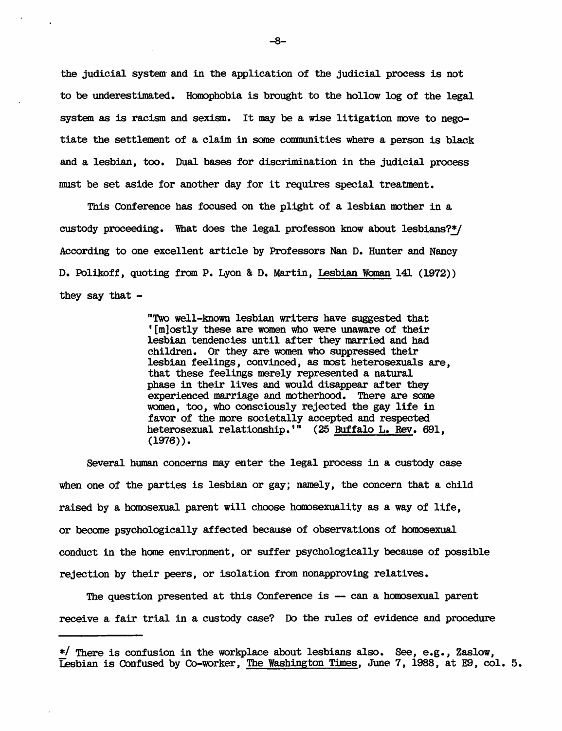the judicial system and in the application of the judicial process is not to be underestimated. Homophobia is brought to the hollow log of the legal system as is racism and sexism. It may be a wise litigation move to negotiate the settlement of a claim in some communities where a person is black and a lesbian, too. Dual bases for discrimination in the judicial process must be set aside for another day for it requires special treatment.

This Conference has focused on the plight of a lesbian mother in a custody proceeding. What does the legal professon know about lesbians?*/ According to one excellent article by Professors Nan D. Hunter and Nancy D. Polikoff, quoting from P. Lyon & D. Martin, Lesbian Woman 141 (1972)) they say that -

> "Two well-known lesbian writers have suggested that '[m]ostly these are women who were unaware of their lesbian tendencies until after they married and had children. Or they are women who suppressed their lesbian feelings, convinced, as most heterosexuals are, that these feelings merely represented a natural phase in their lives and would disappear after they experienced marriage and motherhood. There are some women, too, who consciously rejected the gay life in favor of the more societally accepted and respected heterosexual relationship.'" (25 Buffalo L. Rev. 691, (1976)).

Several human concerns may enter the legal process in a custody case when one of the parties is lesbian or gay; namely, the concern that a child raised by a homosexual parent will choose homosexuality as a way of life, or become psychologically affected because of observations of homosexual conduct in the home environment, or suffer psychologically because of possible rejection by their peers, or isolation from nonapproving relatives.

The question presented at this Conference is — can a homosexual parent receive a fair trial in a custody case? Do the rules of evidence and procedure

---

*/ There is confusion in the workplace about lesbians also. See, e.g., Zaslow, Lesbian is Confused by Co-worker, The Washington Times, June 7, 1988, at E9, col. 5.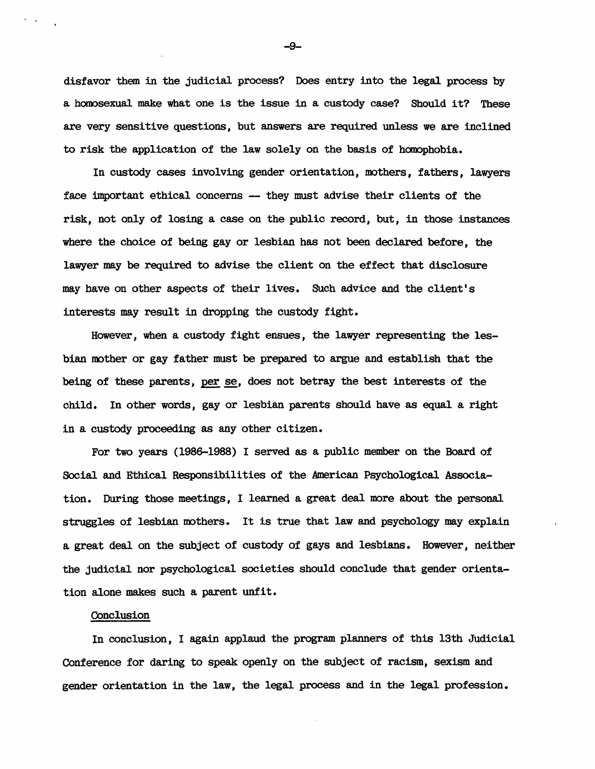disfavor them in the judicial process? Does entry into the legal process by a homosexual make what one is the issue in a custody case? Should it? These are very sensitive questions, but answers are required unless we are inclined to risk the application of the law solely on the basis of homophobia.

In custody cases involving gender orientation, mothers, fathers, lawyers face important ethical concerns — they must advise their clients of the risk, not only of losing a case on the public record, but, in those instances where the choice of being gay or lesbian has not been declared before, the lawyer may be required to advise the client on the effect that disclosure may have on other aspects of their lives. Such advice and the client's interests may result in dropping the custody fight.

However, when a custody fight ensues, the lawyer representing the lesbian mother or gay father must be prepared to argue and establish that the being of these parents, per se, does not betray the best interests of the child. In other words, gay or lesbian parents should have as equal a right in a custody proceeding as any other citizen.

For two years (1986-1988) I served as a public member on the Board of Social and Ethical Responsibilities of the American Psychological Association. During those meetings, I learned a great deal more about the personal struggles of lesbian mothers. It is true that law and psychology may explain a great deal on the subject of custody of gays and lesbians. However, neither the judicial nor psychological societies should conclude that gender orientation alone makes such a parent unfit.

## Conclusion

In conclusion, I again applaud the program planners of this 13th Judicial Conference for daring to speak openly on the subject of racism, sexism and gender orientation in the law, the legal process and in the legal profession.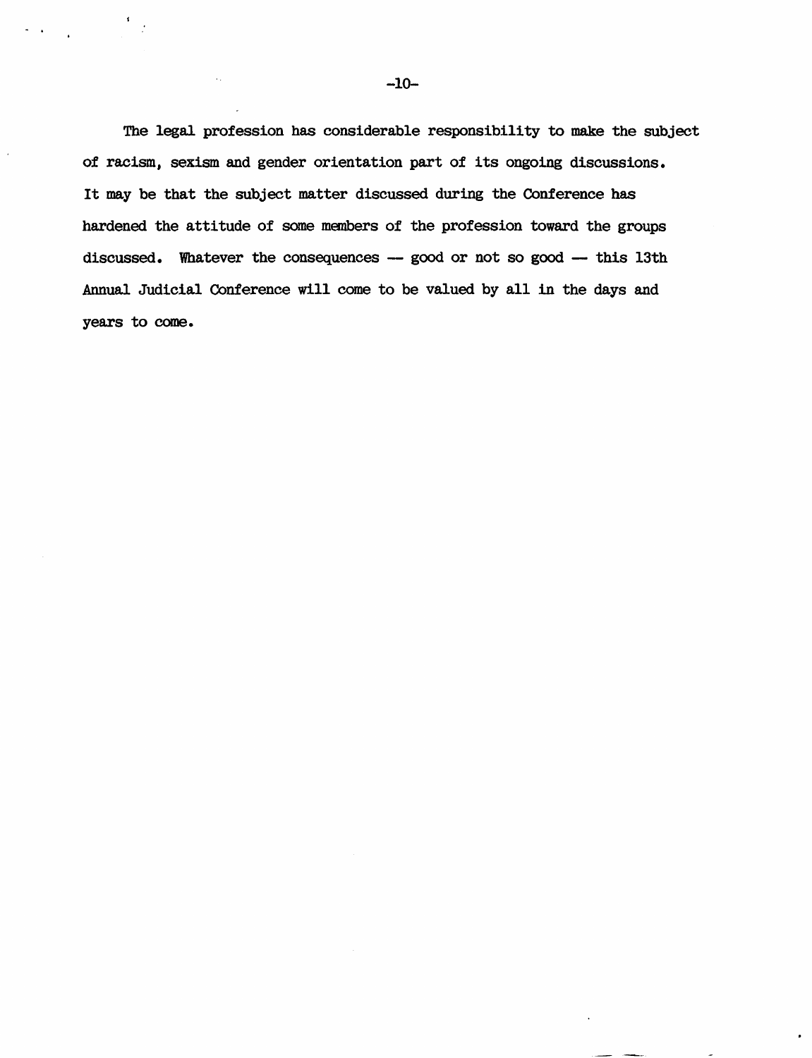The legal profession has considerable responsibility to make the subject of racism, sexism and gender orientation part of its ongoing discussions. It may be that the subject matter discussed during the Conference has hardened the attitude of some members of the profession toward the groups discussed. Whatever the consequences — good or not so good — this 13th Annual Judicial Conference will come to be valued by all in the days and years to come.